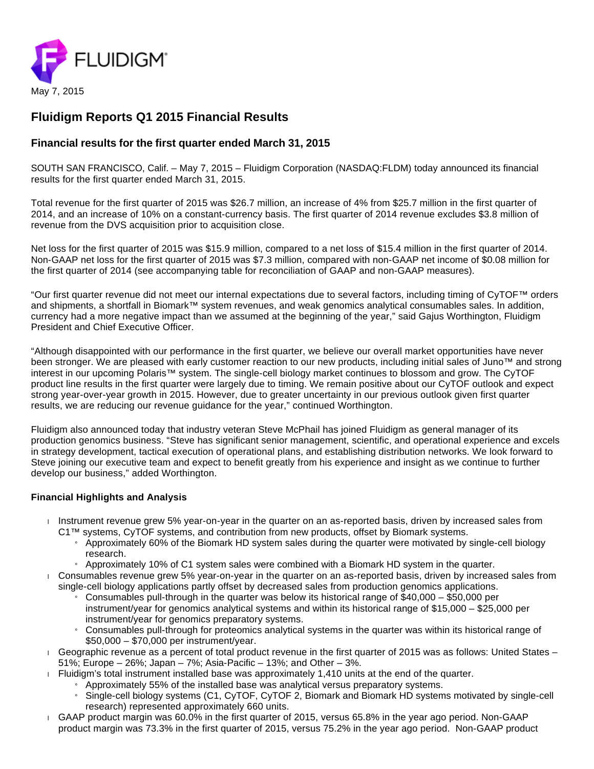FLUIDIGM

May 7, 2015

# Fluidigm Reports Q1 2015 Financial Results

## Financial results for the first quarter ended March 31, 2015

SOUTH SAN FRANCISCO, Calif. – May 7, 2015 – Fluidigm Corporation (NASDAQ:FLDM) today announced its financial results for the first quarter ended March 31, 2015.

Total revenue for the first quarter of 2015 was $26.7 million, an increase of 4% from $25.7 million in the first quarter of 2014, and an increase of 10% on a constant-currency basis. The first quarter of 2014 revenue excludes $3.8 million of revenue from the DVS acquisition prior to acquisition close.

Net loss for the first quarter of 2015 was $15.9 million, compared to a net loss of $15.4 million in the first quarter of 2014. Non-GAAP net loss for the first quarter of 2015 was $7.3 million, compared with non-GAAP net income of $0.08 million for the first quarter of 2014 (see accompanying table for reconciliation of GAAP and non-GAAP measures).

"Our first quarter revenue did not meet our internal expectations due to several factors, including timing of CyTOF™ orders and shipments, a shortfall in Biomark™ system revenues, and weak genomics analytical consumables sales. In addition, currency had a more negative impact than we assumed at the beginning of the year," said Gajus Worthington, Fluidigm President and Chief Executive Officer.

"Although disappointed with our performance in the first quarter, we believe our overall market opportunities have never been stronger. We are pleased with early customer reaction to our new products, including initial sales of Juno™ and strong interest in our upcoming Polaris™ system. The single-cell biology market continues to blossom and grow. The CyTOF product line results in the first quarter were largely due to timing. We remain positive about our CyTOF outlook and expect strong year-over-year growth in 2015. However, due to greater uncertainty in our previous outlook given first quarter results, we are reducing our revenue guidance for the year," continued Worthington.

Fluidigm also announced today that industry veteran Steve McPhail has joined Fluidigm as general manager of its production genomics business. "Steve has significant senior management, scientific, and operational experience and excels in strategy development, tactical execution of operational plans, and establishing distribution networks. We look forward to Steve joining our executive team and expect to benefit greatly from his experience and insight as we continue to further develop our business," added Worthington.

**Financial Highlights and Analysis**

- Instrument revenue grew 5% year-on-year in the quarter on an as-reported basis, driven by increased sales from C1™ systems, CyTOF systems, and contribution from new products, offset by Biomark systems.
  - Approximately 60% of the Biomark HD system sales during the quarter were motivated by single-cell biology research.
  - Approximately 10% of C1 system sales were combined with a Biomark HD system in the quarter.
- Consumables revenue grew 5% year-on-year in the quarter on an as-reported basis, driven by increased sales from single-cell biology applications partly offset by decreased sales from production genomics applications.
  - Consumables pull-through in the quarter was below its historical range of $40,000 – $50,000 per instrument/year for genomics analytical systems and within its historical range of $15,000 – $25,000 per instrument/year for genomics preparatory systems.
  - Consumables pull-through for proteomics analytical systems in the quarter was within its historical range of $50,000 – $70,000 per instrument/year.
- Geographic revenue as a percent of total product revenue in the first quarter of 2015 was as follows: United States – 51%; Europe – 26%; Japan – 7%; Asia-Pacific – 13%; and Other – 3%.
- Fluidigm's total instrument installed base was approximately 1,410 units at the end of the quarter.
  - Approximately 55% of the installed base was analytical versus preparatory systems.
  - Single-cell biology systems (C1, CyTOF, CyTOF 2, Biomark and Biomark HD systems motivated by single-cell research) represented approximately 660 units.
- GAAP product margin was 60.0% in the first quarter of 2015, versus 65.8% in the year ago period. Non-GAAP product margin was 73.3% in the first quarter of 2015, versus 75.2% in the year ago period. Non-GAAP product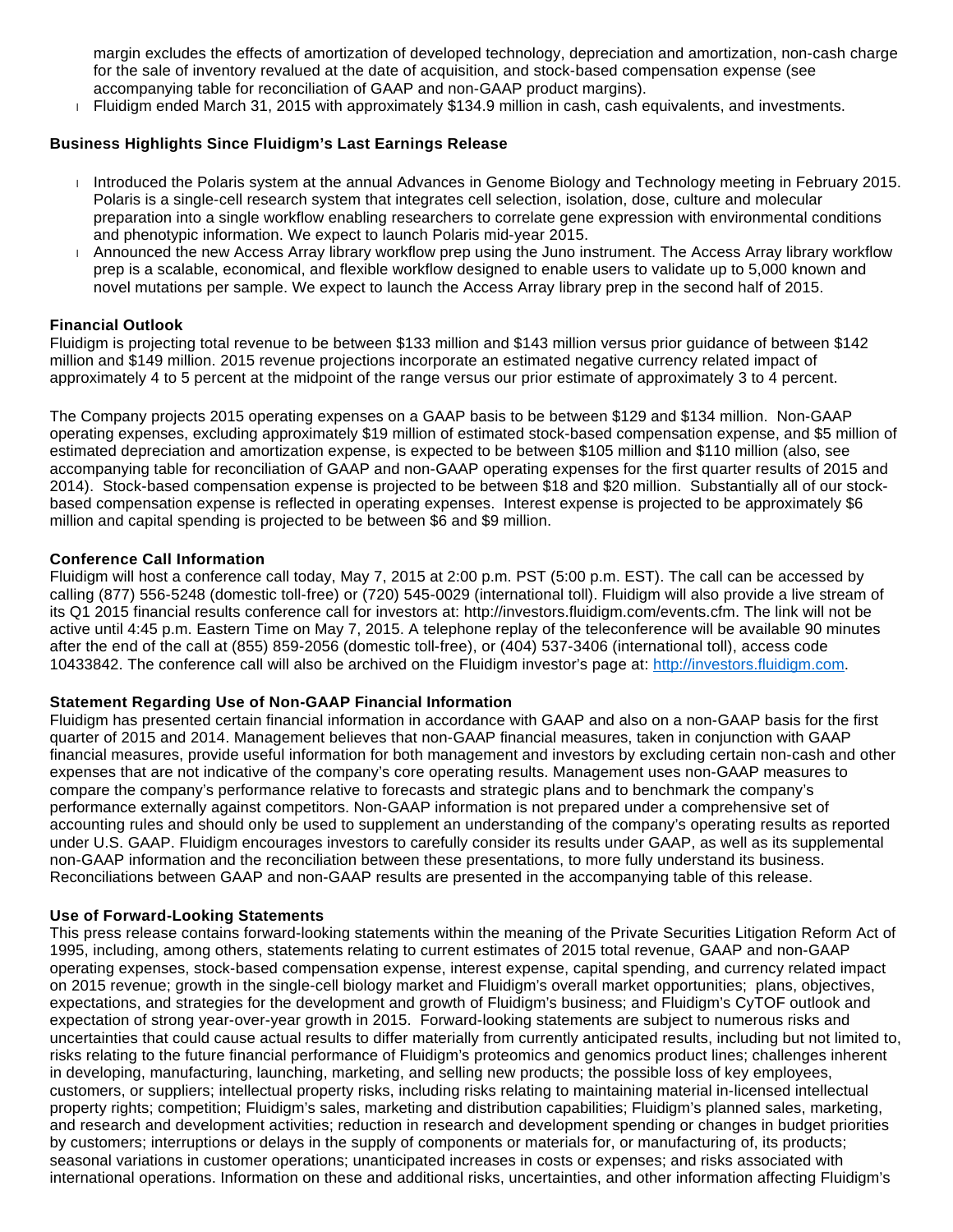margin excludes the effects of amortization of developed technology, depreciation and amortization, non-cash charge for the sale of inventory revalued at the date of acquisition, and stock-based compensation expense (see accompanying table for reconciliation of GAAP and non-GAAP product margins).

- Fluidigm ended March 31, 2015 with approximately $134.9 million in cash, cash equivalents, and investments.

**Business Highlights Since Fluidigm's Last Earnings Release**

- Introduced the Polaris system at the annual Advances in Genome Biology and Technology meeting in February 2015. Polaris is a single-cell research system that integrates cell selection, isolation, dose, culture and molecular preparation into a single workflow enabling researchers to correlate gene expression with environmental conditions and phenotypic information. We expect to launch Polaris mid-year 2015.
- Announced the new Access Array library workflow prep using the Juno instrument. The Access Array library workflow prep is a scalable, economical, and flexible workflow designed to enable users to validate up to 5,000 known and novel mutations per sample. We expect to launch the Access Array library prep in the second half of 2015.

**Financial Outlook**

Fluidigm is projecting total revenue to be between $133 million and $143 million versus prior guidance of between $142 million and $149 million. 2015 revenue projections incorporate an estimated negative currency related impact of approximately 4 to 5 percent at the midpoint of the range versus our prior estimate of approximately 3 to 4 percent.

The Company projects 2015 operating expenses on a GAAP basis to be between $129 and $134 million. Non-GAAP operating expenses, excluding approximately $19 million of estimated stock-based compensation expense, and $5 million of estimated depreciation and amortization expense, is expected to be between $105 million and $110 million (also, see accompanying table for reconciliation of GAAP and non-GAAP operating expenses for the first quarter results of 2015 and 2014). Stock-based compensation expense is projected to be between $18 and $20 million. Substantially all of our stock-based compensation expense is reflected in operating expenses. Interest expense is projected to be approximately $6 million and capital spending is projected to be between $6 and $9 million.

**Conference Call Information**

Fluidigm will host a conference call today, May 7, 2015 at 2:00 p.m. PST (5:00 p.m. EST). The call can be accessed by calling (877) 556-5248 (domestic toll-free) or (720) 545-0029 (international toll). Fluidigm will also provide a live stream of its Q1 2015 financial results conference call for investors at: http://investors.fluidigm.com/events.cfm. The link will not be active until 4:45 p.m. Eastern Time on May 7, 2015. A telephone replay of the teleconference will be available 90 minutes after the end of the call at (855) 859-2056 (domestic toll-free), or (404) 537-3406 (international toll), access code 10433842. The conference call will also be archived on the Fluidigm investor's page at: http://investors.fluidigm.com.

**Statement Regarding Use of Non-GAAP Financial Information**

Fluidigm has presented certain financial information in accordance with GAAP and also on a non-GAAP basis for the first quarter of 2015 and 2014. Management believes that non-GAAP financial measures, taken in conjunction with GAAP financial measures, provide useful information for both management and investors by excluding certain non-cash and other expenses that are not indicative of the company's core operating results. Management uses non-GAAP measures to compare the company's performance relative to forecasts and strategic plans and to benchmark the company's performance externally against competitors. Non-GAAP information is not prepared under a comprehensive set of accounting rules and should only be used to supplement an understanding of the company's operating results as reported under U.S. GAAP. Fluidigm encourages investors to carefully consider its results under GAAP, as well as its supplemental non-GAAP information and the reconciliation between these presentations, to more fully understand its business. Reconciliations between GAAP and non-GAAP results are presented in the accompanying table of this release.

**Use of Forward-Looking Statements**

This press release contains forward-looking statements within the meaning of the Private Securities Litigation Reform Act of 1995, including, among others, statements relating to current estimates of 2015 total revenue, GAAP and non-GAAP operating expenses, stock-based compensation expense, interest expense, capital spending, and currency related impact on 2015 revenue; growth in the single-cell biology market and Fluidigm's overall market opportunities; plans, objectives, expectations, and strategies for the development and growth of Fluidigm's business; and Fluidigm's CyTOF outlook and expectation of strong year-over-year growth in 2015. Forward-looking statements are subject to numerous risks and uncertainties that could cause actual results to differ materially from currently anticipated results, including but not limited to, risks relating to the future financial performance of Fluidigm's proteomics and genomics product lines; challenges inherent in developing, manufacturing, launching, marketing, and selling new products; the possible loss of key employees, customers, or suppliers; intellectual property risks, including risks relating to maintaining material in-licensed intellectual property rights; competition; Fluidigm's sales, marketing and distribution capabilities; Fluidigm's planned sales, marketing, and research and development activities; reduction in research and development spending or changes in budget priorities by customers; interruptions or delays in the supply of components or materials for, or manufacturing of, its products; seasonal variations in customer operations; unanticipated increases in costs or expenses; and risks associated with international operations. Information on these and additional risks, uncertainties, and other information affecting Fluidigm's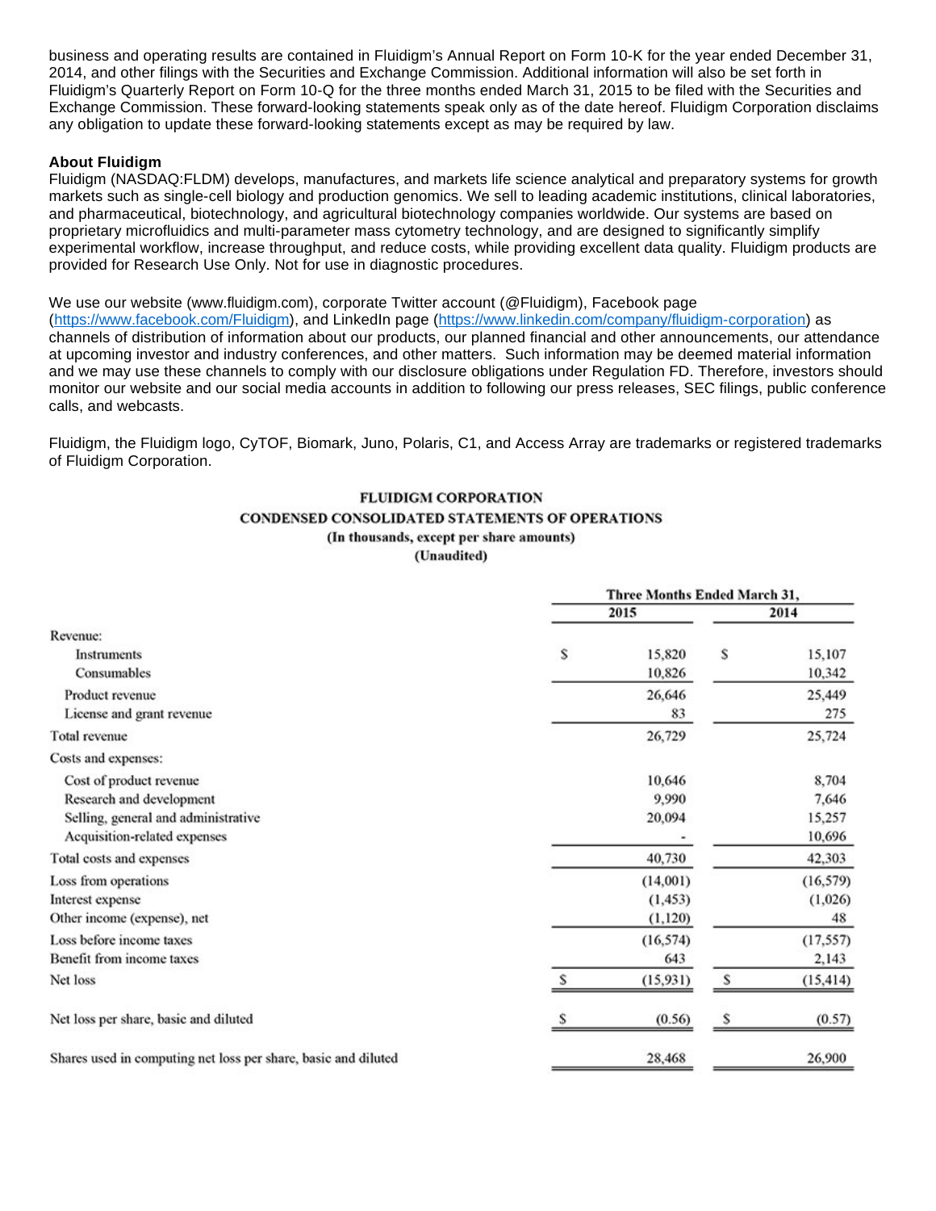business and operating results are contained in Fluidigm's Annual Report on Form 10-K for the year ended December 31, 2014, and other filings with the Securities and Exchange Commission. Additional information will also be set forth in Fluidigm's Quarterly Report on Form 10-Q for the three months ended March 31, 2015 to be filed with the Securities and Exchange Commission. These forward-looking statements speak only as of the date hereof. Fluidigm Corporation disclaims any obligation to update these forward-looking statements except as may be required by law.

**About Fluidigm**

Fluidigm (NASDAQ:FLDM) develops, manufactures, and markets life science analytical and preparatory systems for growth markets such as single-cell biology and production genomics. We sell to leading academic institutions, clinical laboratories, and pharmaceutical, biotechnology, and agricultural biotechnology companies worldwide. Our systems are based on proprietary microfluidics and multi-parameter mass cytometry technology, and are designed to significantly simplify experimental workflow, increase throughput, and reduce costs, while providing excellent data quality. Fluidigm products are provided for Research Use Only. Not for use in diagnostic procedures.

We use our website (www.fluidigm.com), corporate Twitter account (@Fluidigm), Facebook page (https://www.facebook.com/Fluidigm), and LinkedIn page (https://www.linkedin.com/company/fluidigm-corporation) as channels of distribution of information about our products, our planned financial and other announcements, our attendance at upcoming investor and industry conferences, and other matters. Such information may be deemed material information and we may use these channels to comply with our disclosure obligations under Regulation FD. Therefore, investors should monitor our website and our social media accounts in addition to following our press releases, SEC filings, public conference calls, and webcasts.

Fluidigm, the Fluidigm logo, CyTOF, Biomark, Juno, Polaris, C1, and Access Array are trademarks or registered trademarks of Fluidigm Corporation.

**FLUIDIGM CORPORATION**
**CONDENSED CONSOLIDATED STATEMENTS OF OPERATIONS**
**(In thousands, except per share amounts)**
**(Unaudited)**

| | Three Months Ended March 31, | |
|---|---|---|
| | 2015 | 2014 |
| Revenue: | | |
| Instruments | $ 15,820 | $ 15,107 |
| Consumables | 10,826 | 10,342 |
| Product revenue | 26,646 | 25,449 |
| License and grant revenue | 83 | 275 |
| Total revenue | 26,729 | 25,724 |
| Costs and expenses: | | |
| Cost of product revenue | 10,646 | 8,704 |
| Research and development | 9,990 | 7,646 |
| Selling, general and administrative | 20,094 | 15,257 |
| Acquisition-related expenses | - | 10,696 |
| Total costs and expenses | 40,730 | 42,303 |
| Loss from operations | (14,001) | (16,579) |
| Interest expense | (1,453) | (1,026) |
| Other income (expense), net | (1,120) | 48 |
| Loss before income taxes | (16,574) | (17,557) |
| Benefit from income taxes | 643 | 2,143 |
| Net loss | $ (15,931) | $ (15,414) |
| Net loss per share, basic and diluted | $ (0.56) | $ (0.57) |
| Shares used in computing net loss per share, basic and diluted | 28,468 | 26,900 |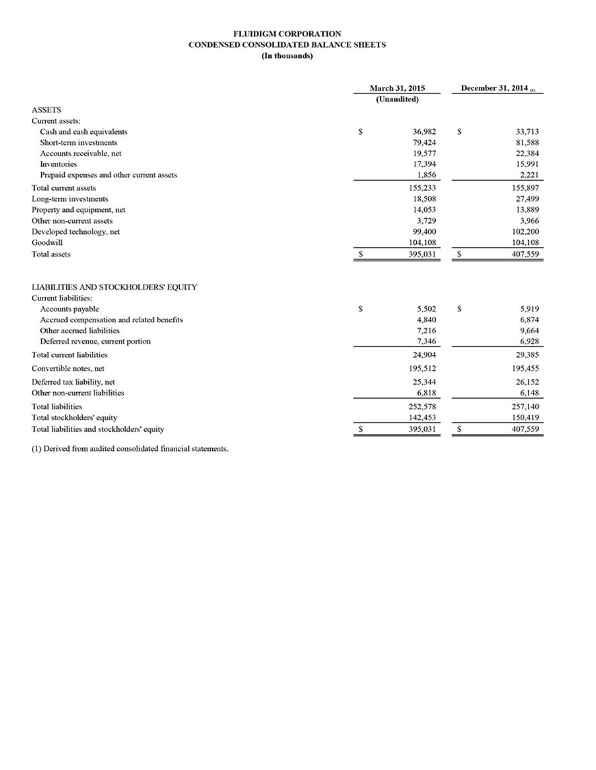# FLUIDIGM CORPORATION
## CONDENSED CONSOLIDATED BALANCE SHEETS
### (In thousands)

| | March 31, 2015 (Unaudited) | December 31, 2014 (1) |
|---|---|---|
| **ASSETS** | | |
| Current assets: | | |
| Cash and cash equivalents | $ 36,982 | $ 33,713 |
| Short-term investments | 79,424 | 81,588 |
| Accounts receivable, net | 19,577 | 22,384 |
| Inventories | 17,394 | 15,991 |
| Prepaid expenses and other current assets | 1,856 | 2,221 |
| Total current assets | 155,233 | 155,897 |
| Long-term investments | 18,508 | 27,499 |
| Property and equipment, net | 14,053 | 13,889 |
| Other non-current assets | 3,729 | 3,966 |
| Developed technology, net | 99,400 | 102,200 |
| Goodwill | 104,108 | 104,108 |
| Total assets | $ 395,031 | $ 407,559 |
| | | |
| **LIABILITIES AND STOCKHOLDERS' EQUITY** | | |
| Current liabilities: | | |
| Accounts payable | $ 5,502 | $ 5,919 |
| Accrued compensation and related benefits | 4,840 | 6,874 |
| Other accrued liabilities | 7,216 | 9,664 |
| Deferred revenue, current portion | 7,346 | 6,928 |
| Total current liabilities | 24,904 | 29,385 |
| Convertible notes, net | 195,512 | 195,455 |
| Deferred tax liability, net | 25,344 | 26,152 |
| Other non-current liabilities | 6,818 | 6,148 |
| Total liabilities | 252,578 | 257,140 |
| Total stockholders' equity | 142,453 | 150,419 |
| Total liabilities and stockholders' equity | $ 395,031 | $ 407,559 |

(1) Derived from audited consolidated financial statements.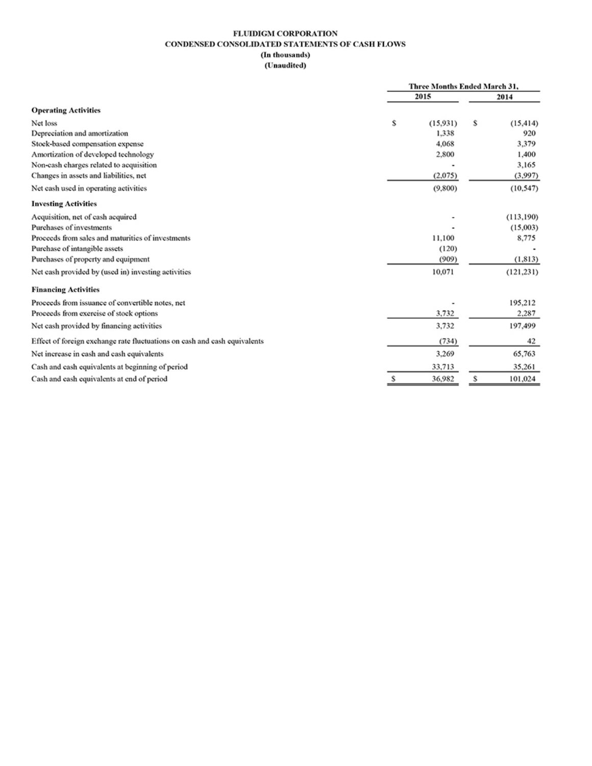**FLUIDIGM CORPORATION**
**CONDENSED CONSOLIDATED STATEMENTS OF CASH FLOWS**
**(In thousands)**
**(Unaudited)**

| | Three Months Ended March 31, | |
|---|---|---|
| | 2015 | 2014 |
| **Operating Activities** | | |
| Net loss | $ (15,931) | $ (15,414) |
| Depreciation and amortization | 1,338 | 920 |
| Stock-based compensation expense | 4,068 | 3,379 |
| Amortization of developed technology | 2,800 | 1,400 |
| Non-cash charges related to acquisition | - | 3,165 |
| Changes in assets and liabilities, net | (2,075) | (3,997) |
| Net cash used in operating activities | (9,800) | (10,547) |
| **Investing Activities** | | |
| Acquisition, net of cash acquired | - | (113,190) |
| Purchases of investments | - | (15,003) |
| Proceeds from sales and maturities of investments | 11,100 | 8,775 |
| Purchase of intangible assets | (120) | - |
| Purchases of property and equipment | (909) | (1,813) |
| Net cash provided by (used in) investing activities | 10,071 | (121,231) |
| **Financing Activities** | | |
| Proceeds from issuance of convertible notes, net | - | 195,212 |
| Proceeds from exercise of stock options | 3,732 | 2,287 |
| Net cash provided by financing activities | 3,732 | 197,499 |
| Effect of foreign exchange rate fluctuations on cash and cash equivalents | (734) | 42 |
| Net increase in cash and cash equivalents | 3,269 | 65,763 |
| Cash and cash equivalents at beginning of period | 33,713 | 35,261 |
| Cash and cash equivalents at end of period | $ 36,982 | $ 101,024 |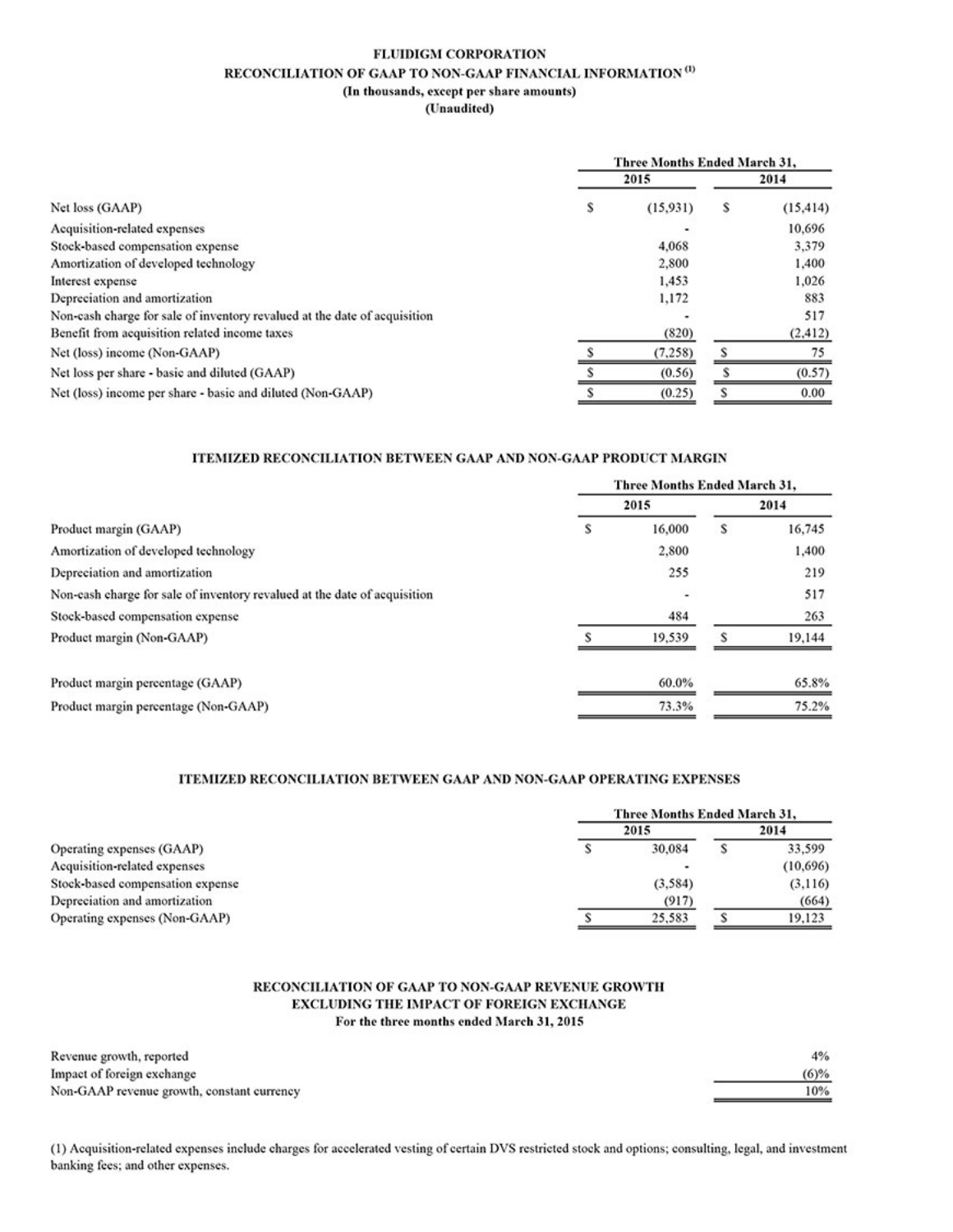**FLUIDIGM CORPORATION**

**RECONCILIATION OF GAAP TO NON-GAAP FINANCIAL INFORMATION [(1)]**

**(In thousands, except per share amounts)**

**(Unaudited)**

| | Three Months Ended March 31, 2015 | Three Months Ended March 31, 2014 |
|---|---|---|
| Net loss (GAAP) | $ (15,931) | $ (15,414) |
| Acquisition-related expenses | - | 10,696 |
| Stock-based compensation expense | 4,068 | 3,379 |
| Amortization of developed technology | 2,800 | 1,400 |
| Interest expense | 1,453 | 1,026 |
| Depreciation and amortization | 1,172 | 883 |
| Non-cash charge for sale of inventory revalued at the date of acquisition | - | 517 |
| Benefit from acquisition related income taxes | (820) | (2,412) |
| Net (loss) income (Non-GAAP) | $ (7,258) | $ 75 |
| Net loss per share - basic and diluted (GAAP) | $ (0.56) | $ (0.57) |
| Net (loss) income per share - basic and diluted (Non-GAAP) | $ (0.25) | $ 0.00 |

**ITEMIZED RECONCILIATION BETWEEN GAAP AND NON-GAAP PRODUCT MARGIN**

| | Three Months Ended March 31, 2015 | Three Months Ended March 31, 2014 |
|---|---|---|
| Product margin (GAAP) | $ 16,000 | $ 16,745 |
| Amortization of developed technology | 2,800 | 1,400 |
| Depreciation and amortization | 255 | 219 |
| Non-cash charge for sale of inventory revalued at the date of acquisition | - | 517 |
| Stock-based compensation expense | 484 | 263 |
| Product margin (Non-GAAP) | $ 19,539 | $ 19,144 |
| | | |
| Product margin percentage (GAAP) | 60.0% | 65.8% |
| Product margin percentage (Non-GAAP) | 73.3% | 75.2% |

**ITEMIZED RECONCILIATION BETWEEN GAAP AND NON-GAAP OPERATING EXPENSES**

| | Three Months Ended March 31, 2015 | Three Months Ended March 31, 2014 |
|---|---|---|
| Operating expenses (GAAP) | $ 30,084 | $ 33,599 |
| Acquisition-related expenses | - | (10,696) |
| Stock-based compensation expense | (3,584) | (3,116) |
| Depreciation and amortization | (917) | (664) |
| Operating expenses (Non-GAAP) | $ 25,583 | $ 19,123 |

**RECONCILIATION OF GAAP TO NON-GAAP REVENUE GROWTH EXCLUDING THE IMPACT OF FOREIGN EXCHANGE**

**For the three months ended March 31, 2015**

| | |
|---|---|
| Revenue growth, reported | 4% |
| Impact of foreign exchange | (6)% |
| Non-GAAP revenue growth, constant currency | 10% |

(1) Acquisition-related expenses include charges for accelerated vesting of certain DVS restricted stock and options; consulting, legal, and investment banking fees; and other expenses.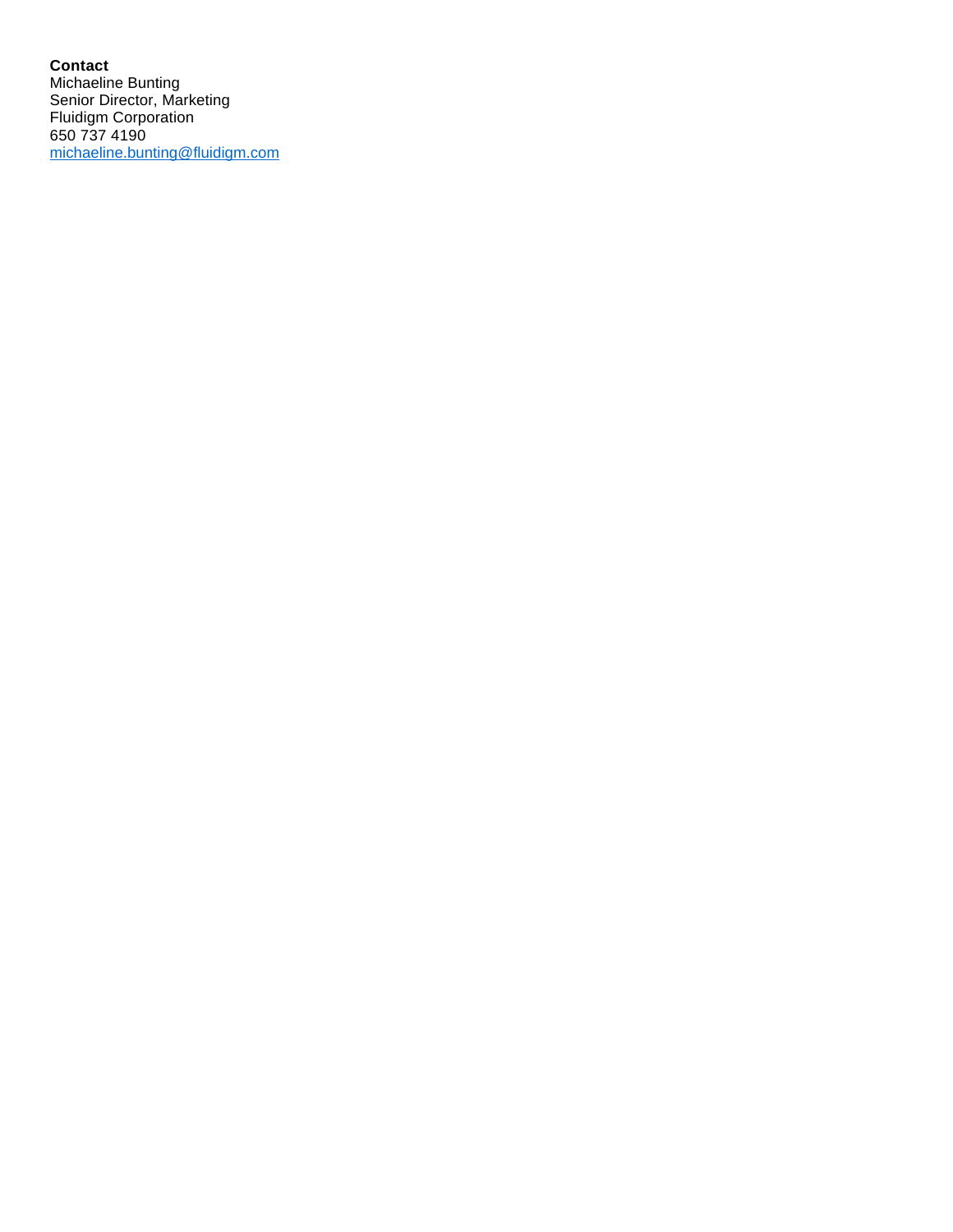**Contact**
Michaeline Bunting
Senior Director, Marketing
Fluidigm Corporation
650 737 4190
michaeline.bunting@fluidigm.com